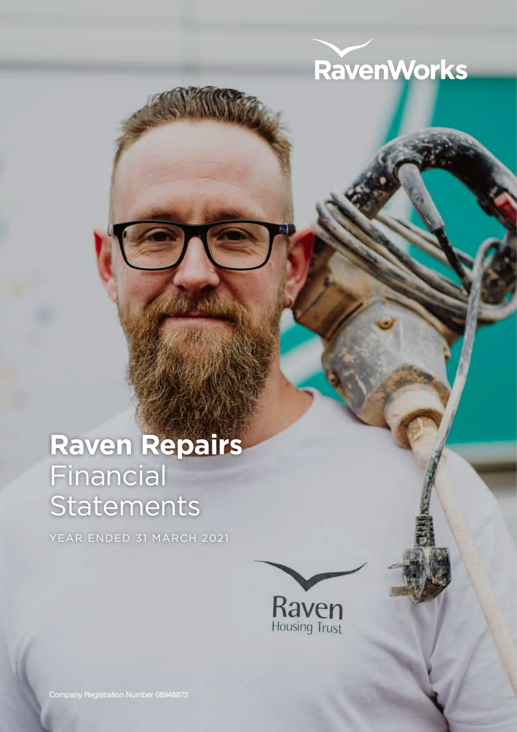RavenWorks

# Raven Repairs Financial Statements

YEAR ENDED 31 MARCH 2021

Raven Housing Trust

Company Registration Number 08948872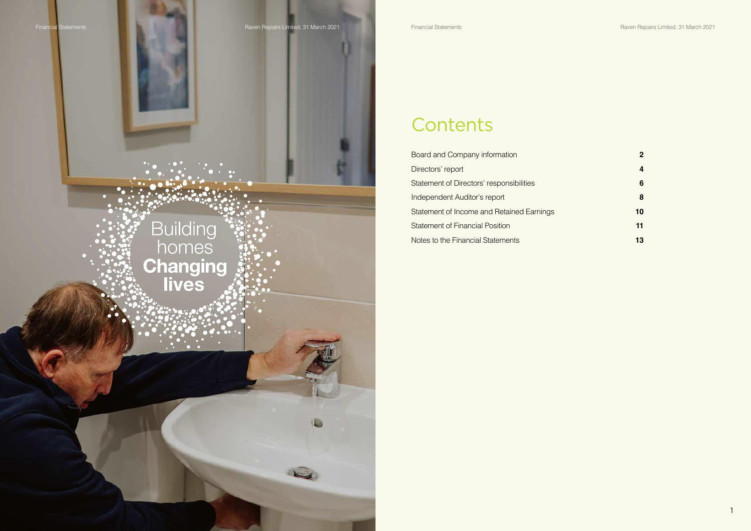Building homes **Changing lives**

# Contents

| | |
|---|---|
| Board and Company information | **2** |
| Directors' report | **4** |
| Statement of Directors' responsibilities | **6** |
| Independent Auditor's report | **8** |
| Statement of Income and Retained Earnings | **10** |
| Statement of Financial Position | **11** |
| Notes to the Financial Statements | **13** |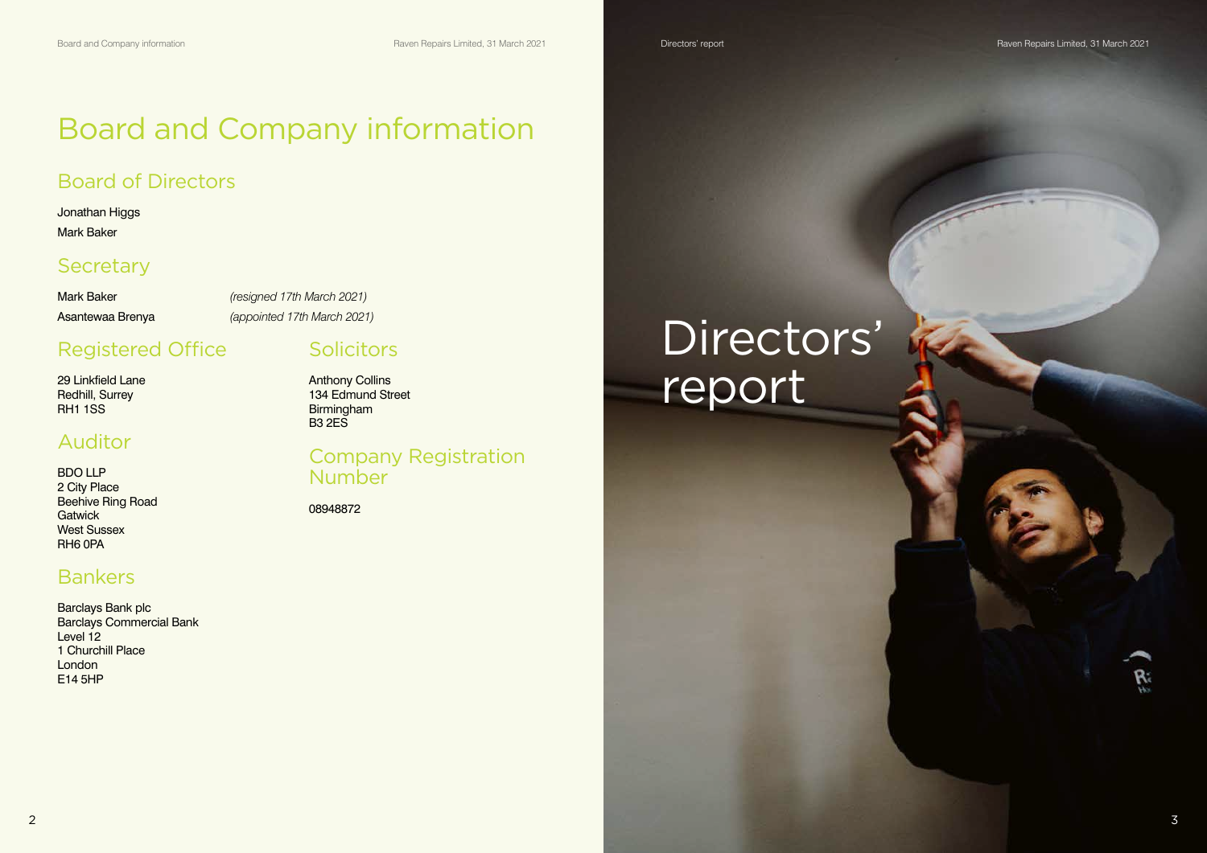# Board and Company information

## Board of Directors

Jonathan Higgs

Mark Baker

## Secretary

Mark Baker *(resigned 17th March 2021)*

Asantewaa Brenya *(appointed 17th March 2021)*

## Registered Office

29 Linkfield Lane
Redhill, Surrey
RH1 1SS

## Auditor

BDO LLP
2 City Place
Beehive Ring Road
Gatwick
West Sussex
RH6 0PA

## Bankers

Barclays Bank plc
Barclays Commercial Bank
Level 12
1 Churchill Place
London
E14 5HP

## Solicitors

Anthony Collins
134 Edmund Street
Birmingham
B3 2ES

## Company Registration Number

08948872

# Directors' report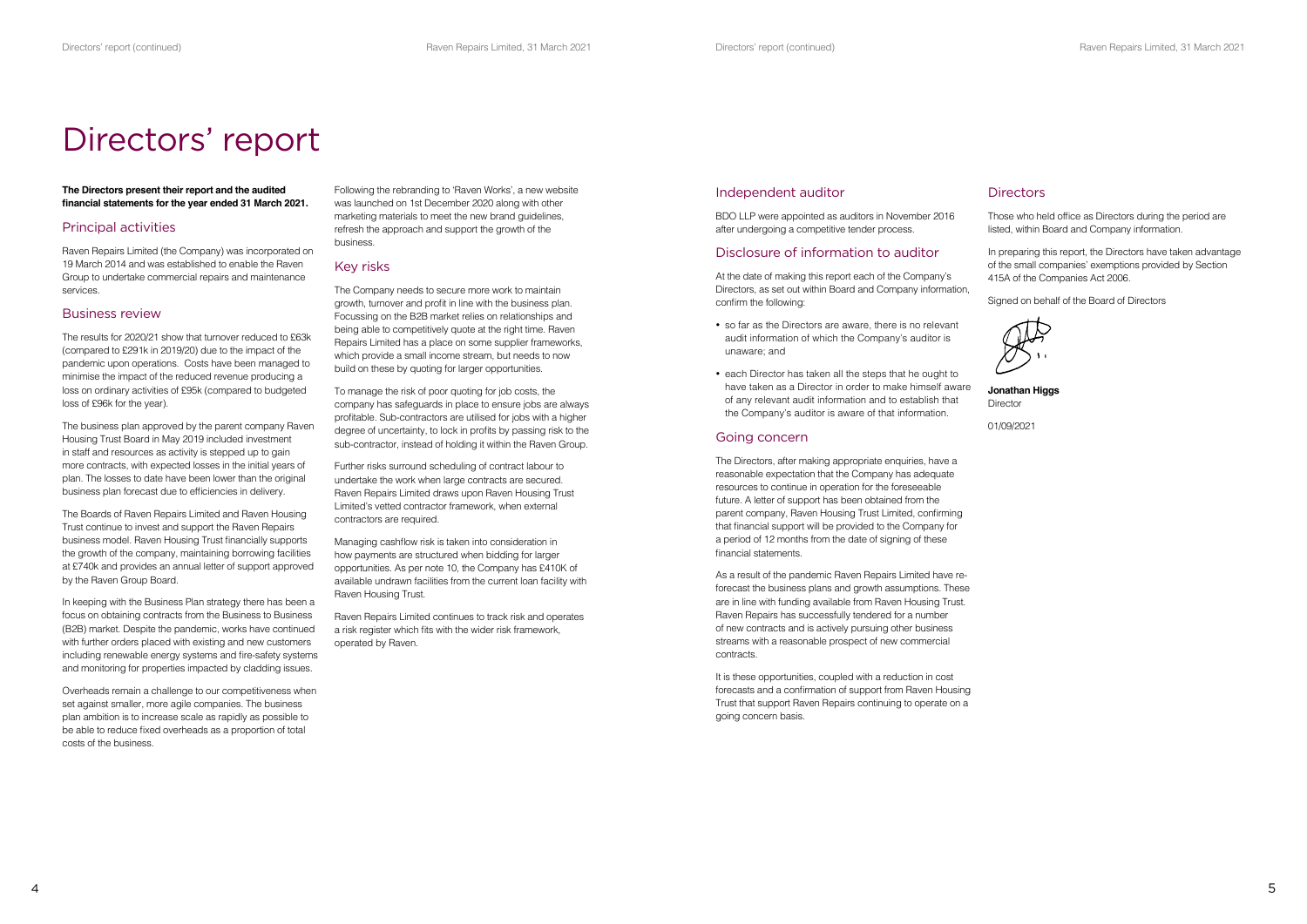# Directors' report

**The Directors present their report and the audited financial statements for the year ended 31 March 2021.**

## Principal activities

Raven Repairs Limited (the Company) was incorporated on 19 March 2014 and was established to enable the Raven Group to undertake commercial repairs and maintenance services.

## Business review

The results for 2020/21 show that turnover reduced to £63k (compared to £291k in 2019/20) due to the impact of the pandemic upon operations. Costs have been managed to minimise the impact of the reduced revenue producing a loss on ordinary activities of £95k (compared to budgeted loss of £96k for the year).

The business plan approved by the parent company Raven Housing Trust Board in May 2019 included investment in staff and resources as activity is stepped up to gain more contracts, with expected losses in the initial years of plan. The losses to date have been lower than the original business plan forecast due to efficiencies in delivery.

The Boards of Raven Repairs Limited and Raven Housing Trust continue to invest and support the Raven Repairs business model. Raven Housing Trust financially supports the growth of the company, maintaining borrowing facilities at £740k and provides an annual letter of support approved by the Raven Group Board.

In keeping with the Business Plan strategy there has been a focus on obtaining contracts from the Business to Business (B2B) market. Despite the pandemic, works have continued with further orders placed with existing and new customers including renewable energy systems and fire-safety systems and monitoring for properties impacted by cladding issues.

Overheads remain a challenge to our competitiveness when set against smaller, more agile companies. The business plan ambition is to increase scale as rapidly as possible to be able to reduce fixed overheads as a proportion of total costs of the business.

Following the rebranding to 'Raven Works', a new website was launched on 1st December 2020 along with other marketing materials to meet the new brand guidelines, refresh the approach and support the growth of the business.

## Key risks

The Company needs to secure more work to maintain growth, turnover and profit in line with the business plan. Focussing on the B2B market relies on relationships and being able to competitively quote at the right time. Raven Repairs Limited has a place on some supplier frameworks, which provide a small income stream, but needs to now build on these by quoting for larger opportunities.

To manage the risk of poor quoting for job costs, the company has safeguards in place to ensure jobs are always profitable. Sub-contractors are utilised for jobs with a higher degree of uncertainty, to lock in profits by passing risk to the sub-contractor, instead of holding it within the Raven Group.

Further risks surround scheduling of contract labour to undertake the work when large contracts are secured. Raven Repairs Limited draws upon Raven Housing Trust Limited's vetted contractor framework, when external contractors are required.

Managing cashflow risk is taken into consideration in how payments are structured when bidding for larger opportunities. As per note 10, the Company has £410K of available undrawn facilities from the current loan facility with Raven Housing Trust.

Raven Repairs Limited continues to track risk and operates a risk register which fits with the wider risk framework, operated by Raven.

## Independent auditor

BDO LLP were appointed as auditors in November 2016 after undergoing a competitive tender process.

## Disclosure of information to auditor

At the date of making this report each of the Company's Directors, as set out within Board and Company information, confirm the following:

- so far as the Directors are aware, there is no relevant audit information of which the Company's auditor is unaware; and
- each Director has taken all the steps that he ought to have taken as a Director in order to make himself aware of any relevant audit information and to establish that the Company's auditor is aware of that information.

## Going concern

The Directors, after making appropriate enquiries, have a reasonable expectation that the Company has adequate resources to continue in operation for the foreseeable future. A letter of support has been obtained from the parent company, Raven Housing Trust Limited, confirming that financial support will be provided to the Company for a period of 12 months from the date of signing of these financial statements.

As a result of the pandemic Raven Repairs Limited have re-forecast the business plans and growth assumptions. These are in line with funding available from Raven Housing Trust. Raven Repairs has successfully tendered for a number of new contracts and is actively pursuing other business streams with a reasonable prospect of new commercial contracts.

It is these opportunities, coupled with a reduction in cost forecasts and a confirmation of support from Raven Housing Trust that support Raven Repairs continuing to operate on a going concern basis.

## Directors

Those who held office as Directors during the period are listed, within Board and Company information.

In preparing this report, the Directors have taken advantage of the small companies' exemptions provided by Section 415A of the Companies Act 2006.

Signed on behalf of the Board of Directors

**Jonathan Higgs**
Director

01/09/2021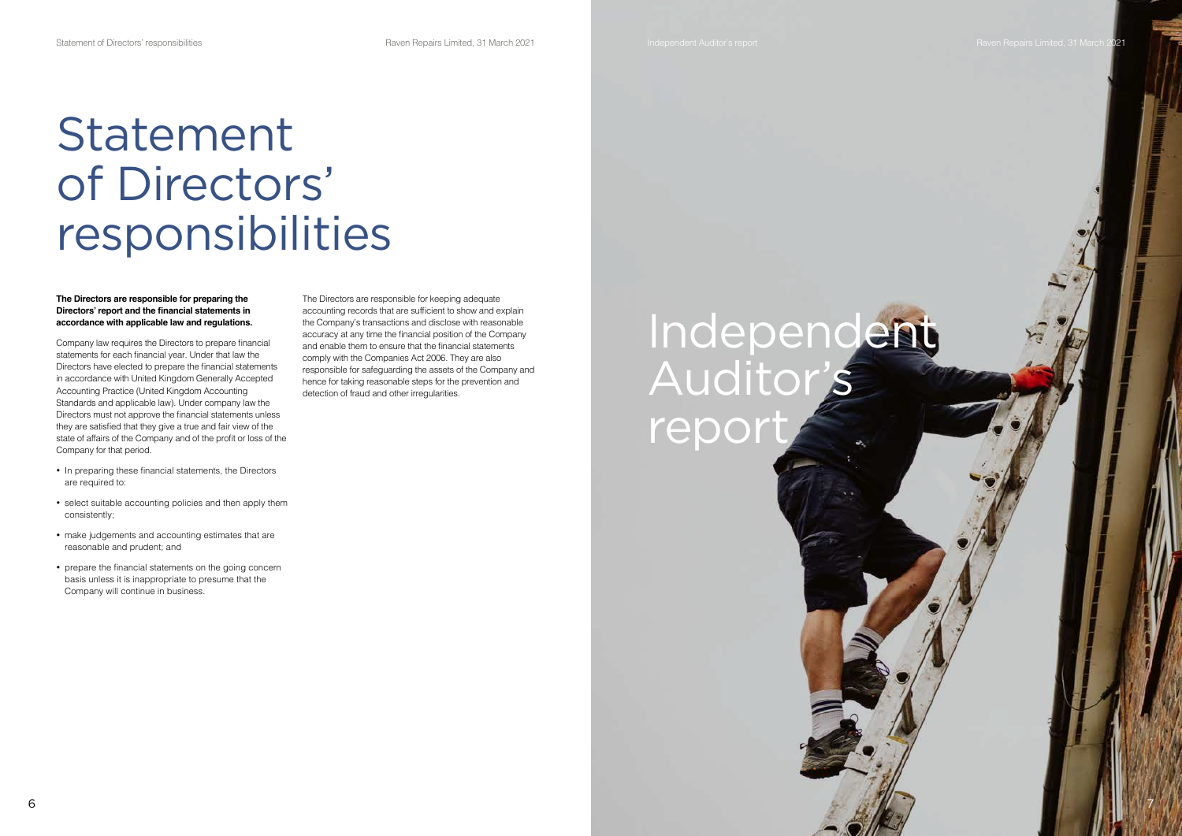# Statement of Directors' responsibilities

**The Directors are responsible for preparing the Directors' report and the financial statements in accordance with applicable law and regulations.**

Company law requires the Directors to prepare financial statements for each financial year. Under that law the Directors have elected to prepare the financial statements in accordance with United Kingdom Generally Accepted Accounting Practice (United Kingdom Accounting Standards and applicable law). Under company law the Directors must not approve the financial statements unless they are satisfied that they give a true and fair view of the state of affairs of the Company and of the profit or loss of the Company for that period.

- In preparing these financial statements, the Directors are required to:
- select suitable accounting policies and then apply them consistently;
- make judgements and accounting estimates that are reasonable and prudent; and
- prepare the financial statements on the going concern basis unless it is inappropriate to presume that the Company will continue in business.

The Directors are responsible for keeping adequate accounting records that are sufficient to show and explain the Company's transactions and disclose with reasonable accuracy at any time the financial position of the Company and enable them to ensure that the financial statements comply with the Companies Act 2006. They are also responsible for safeguarding the assets of the Company and hence for taking reasonable steps for the prevention and detection of fraud and other irregularities.

# Independent Auditor's report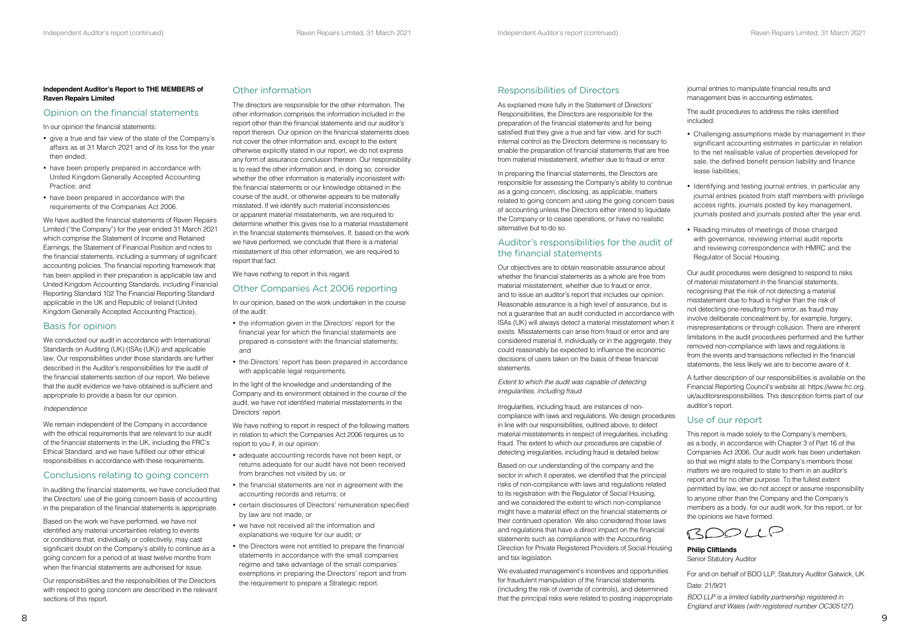**Independent Auditor's Report to THE MEMBERS of Raven Repairs Limited**

## Opinion on the financial statements

In our opinion the financial statements:

- give a true and fair view of the state of the Company's affairs as at 31 March 2021 and of its loss for the year then ended;
- have been properly prepared in accordance with United Kingdom Generally Accepted Accounting Practice; and
- have been prepared in accordance with the requirements of the Companies Act 2006.

We have audited the financial statements of Raven Repairs Limited ("the Company") for the year ended 31 March 2021 which comprise the Statement of Income and Retained Earnings, the Statement of Financial Position and notes to the financial statements, including a summary of significant accounting policies. The financial reporting framework that has been applied in their preparation is applicable law and United Kingdom Accounting Standards, including Financial Reporting Standard 102 The Financial Reporting Standard applicable in the UK and Republic of Ireland (United Kingdom Generally Accepted Accounting Practice).

## Basis for opinion

We conducted our audit in accordance with International Standards on Auditing (UK) (ISAs (UK)) and applicable law. Our responsibilities under those standards are further described in the Auditor's responsibilities for the audit of the financial statements section of our report. We believe that the audit evidence we have obtained is sufficient and appropriate to provide a basis for our opinion.

*Independence*

We remain independent of the Company in accordance with the ethical requirements that are relevant to our audit of the financial statements in the UK, including the FRC's Ethical Standard, and we have fulfilled our other ethical responsibilities in accordance with these requirements.

## Conclusions relating to going concern

In auditing the financial statements, we have concluded that the Directors' use of the going concern basis of accounting in the preparation of the financial statements is appropriate.

Based on the work we have performed, we have not identified any material uncertainties relating to events or conditions that, individually or collectively, may cast significant doubt on the Company's ability to continue as a going concern for a period of at least twelve months from when the financial statements are authorised for issue.

Our responsibilities and the responsibilities of the Directors with respect to going concern are described in the relevant sections of this report.

## Other information

The directors are responsible for the other information. The other information comprises the information included in the report other than the financial statements and our auditor's report thereon. Our opinion on the financial statements does not cover the other information and, except to the extent otherwise explicitly stated in our report, we do not express any form of assurance conclusion thereon. Our responsibility is to read the other information and, in doing so, consider whether the other information is materially inconsistent with the financial statements or our knowledge obtained in the course of the audit, or otherwise appears to be materially misstated. If we identify such material inconsistencies or apparent material misstatements, we are required to determine whether this gives rise to a material misstatement in the financial statements themselves. If, based on the work we have performed, we conclude that there is a material misstatement of this other information, we are required to report that fact.

We have nothing to report in this regard.

## Other Companies Act 2006 reporting

In our opinion, based on the work undertaken in the course of the audit:

- the information given in the Directors' report for the financial year for which the financial statements are prepared is consistent with the financial statements; and
- the Directors' report has been prepared in accordance with applicable legal requirements.

In the light of the knowledge and understanding of the Company and its environment obtained in the course of the audit, we have not identified material misstatements in the Directors' report.

We have nothing to report in respect of the following matters in relation to which the Companies Act 2006 requires us to report to you if, in our opinion:

- adequate accounting records have not been kept, or returns adequate for our audit have not been received from branches not visited by us; or
- the financial statements are not in agreement with the accounting records and returns; or
- certain disclosures of Directors' remuneration specified by law are not made; or
- we have not received all the information and explanations we require for our audit; or
- the Directors were not entitled to prepare the financial statements in accordance with the small companies regime and take advantage of the small companies' exemptions in preparing the Directors' report and from the requirement to prepare a Strategic report.

## Responsibilities of Directors

As explained more fully in the Statement of Directors' Responsibilities, the Directors are responsible for the preparation of the financial statements and for being satisfied that they give a true and fair view, and for such internal control as the Directors determine is necessary to enable the preparation of financial statements that are free from material misstatement, whether due to fraud or error.

In preparing the financial statements, the Directors are responsible for assessing the Company's ability to continue as a going concern, disclosing, as applicable, matters related to going concern and using the going concern basis of accounting unless the Directors either intend to liquidate the Company or to cease operations, or have no realistic alternative but to do so.

## Auditor's responsibilities for the audit of the financial statements

Our objectives are to obtain reasonable assurance about whether the financial statements as a whole are free from material misstatement, whether due to fraud or error, and to issue an auditor's report that includes our opinion. Reasonable assurance is a high level of assurance, but is not a guarantee that an audit conducted in accordance with ISAs (UK) will always detect a material misstatement when it exists. Misstatements can arise from fraud or error and are considered material if, individually or in the aggregate, they could reasonably be expected to influence the economic decisions of users taken on the basis of these financial statements.

*Extent to which the audit was capable of detecting irregularities, including fraud*

Irregularities, including fraud, are instances of non-compliance with laws and regulations. We design procedures in line with our responsibilities, outlined above, to detect material misstatements in respect of irregularities, including fraud. The extent to which our procedures are capable of detecting irregularities, including fraud is detailed below:

Based on our understanding of the company and the sector in which it operates, we identified that the principal risks of non-compliance with laws and regulations related to its registration with the Regulator of Social Housing, and we considered the extent to which non-compliance might have a material effect on the financial statements or their continued operation. We also considered those laws and regulations that have a direct impact on the financial statements such as compliance with the Accounting Direction for Private Registered Providers of Social Housing and tax legislation.

We evaluated management's incentives and opportunities for fraudulent manipulation of the financial statements (including the risk of override of controls), and determined that the principal risks were related to posting inappropriate journal entries to manipulate financial results and management bias in accounting estimates.

The audit procedures to address the risks identified included:

- Challenging assumptions made by management in their significant accounting estimates in particular in relation to the net realisable value of properties developed for sale, the defined benefit pension liability and finance lease liabilities;
- Identifying and testing journal entries, in particular any journal entries posted from staff members with privilege access rights, journals posted by key management, journals posted and journals posted after the year end.
- Reading minutes of meetings of those charged with governance, reviewing internal audit reports and reviewing correspondence with HMRC and the Regulator of Social Housing.

Our audit procedures were designed to respond to risks of material misstatement in the financial statements, recognising that the risk of not detecting a material misstatement due to fraud is higher than the risk of not detecting one resulting from error, as fraud may involve deliberate concealment by, for example, forgery, misrepresentations or through collusion. There are inherent limitations in the audit procedures performed and the further removed non-compliance with laws and regulations is from the events and transactions reflected in the financial statements, the less likely we are to become aware of it.

A further description of our responsibilities is available on the Financial Reporting Council's website at: https://www.frc.org.uk/auditorsresponsibilities. This description forms part of our auditor's report.

## Use of our report

This report is made solely to the Company's members, as a body, in accordance with Chapter 3 of Part 16 of the Companies Act 2006. Our audit work has been undertaken so that we might state to the Company's members those matters we are required to state to them in an auditor's report and for no other purpose. To the fullest extent permitted by law, we do not accept or assume responsibility to anyone other than the Company and the Company's members as a body, for our audit work, for this report, or for the opinions we have formed.

BDO LLP

**Philip Cliftlands**
Senior Statutory Auditor

For and on behalf of BDO LLP, Statutory Auditor Gatwick, UK

Date: 21/9/21

*BDO LLP is a limited liability partnership registered in England and Wales (with registered number OC305127).*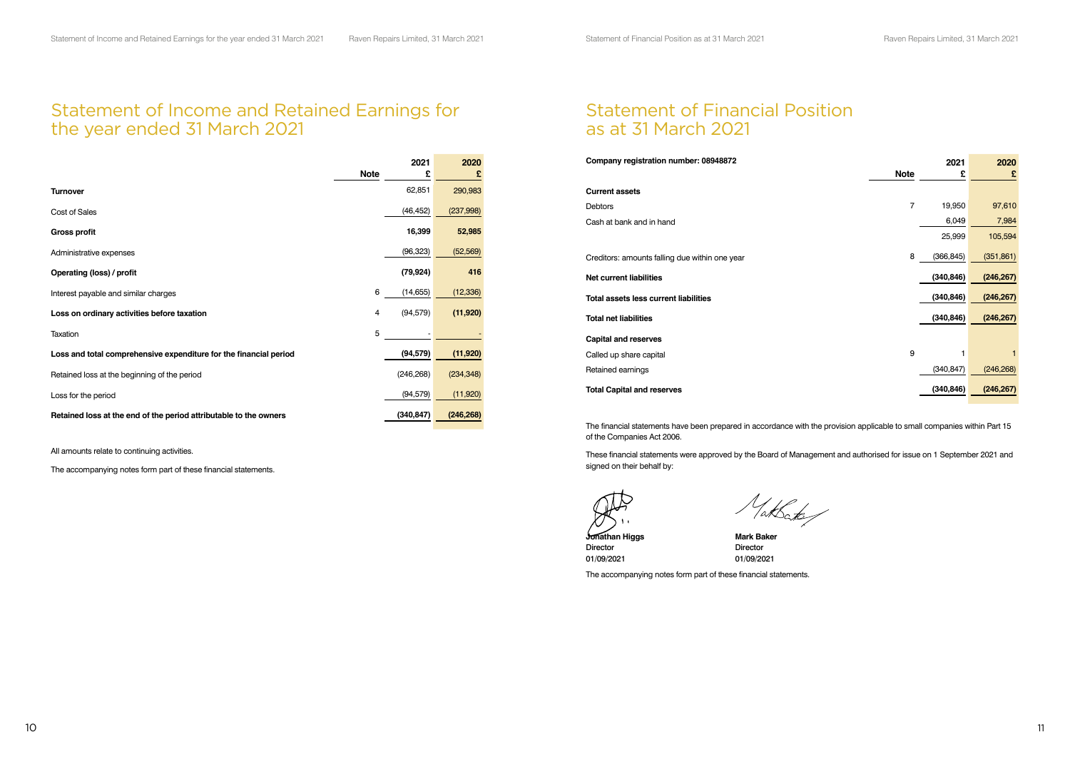# Statement of Income and Retained Earnings for the year ended 31 March 2021

| | Note | 2021 £ | 2020 £ |
|---|---|---|---|
| **Turnover** | | 62,851 | 290,983 |
| Cost of Sales | | (46,452) | (237,998) |
| **Gross profit** | | **16,399** | **52,985** |
| Administrative expenses | | (96,323) | (52,569) |
| **Operating (loss) / profit** | | **(79,924)** | **416** |
| Interest payable and similar charges | 6 | (14,655) | (12,336) |
| **Loss on ordinary activities before taxation** | 4 | (94,579) | **(11,920)** |
| Taxation | 5 | - | - |
| **Loss and total comprehensive expenditure for the financial period** | | **(94,579)** | **(11,920)** |
| Retained loss at the beginning of the period | | (246,268) | (234,348) |
| Loss for the period | | (94,579) | (11,920) |
| **Retained loss at the end of the period attributable to the owners** | | **(340,847)** | **(246,268)** |

All amounts relate to continuing activities.

The accompanying notes form part of these financial statements.

# Statement of Financial Position as at 31 March 2021

| **Company registration number: 08948872** | Note | 2021 £ | 2020 £ |
|---|---|---|---|
| **Current assets** | | | |
| Debtors | 7 | 19,950 | 97,610 |
| Cash at bank and in hand | | 6,049 | 7,984 |
| | | 25,999 | 105,594 |
| Creditors: amounts falling due within one year | 8 | (366,845) | (351,861) |
| **Net current liabilities** | | **(340,846)** | **(246,267)** |
| **Total assets less current liabilities** | | **(340,846)** | **(246,267)** |
| **Total net liabilities** | | **(340,846)** | **(246,267)** |
| **Capital and reserves** | | | |
| Called up share capital | 9 | 1 | 1 |
| Retained earnings | | (340,847) | (246,268) |
| **Total Capital and reserves** | | **(340,846)** | **(246,267)** |

The financial statements have been prepared in accordance with the provision applicable to small companies within Part 15 of the Companies Act 2006.

These financial statements were approved by the Board of Management and authorised for issue on 1 September 2021 and signed on their behalf by:

**Jonathan Higgs**
Director
01/09/2021

**Mark Baker**
Director
01/09/2021

The accompanying notes form part of these financial statements.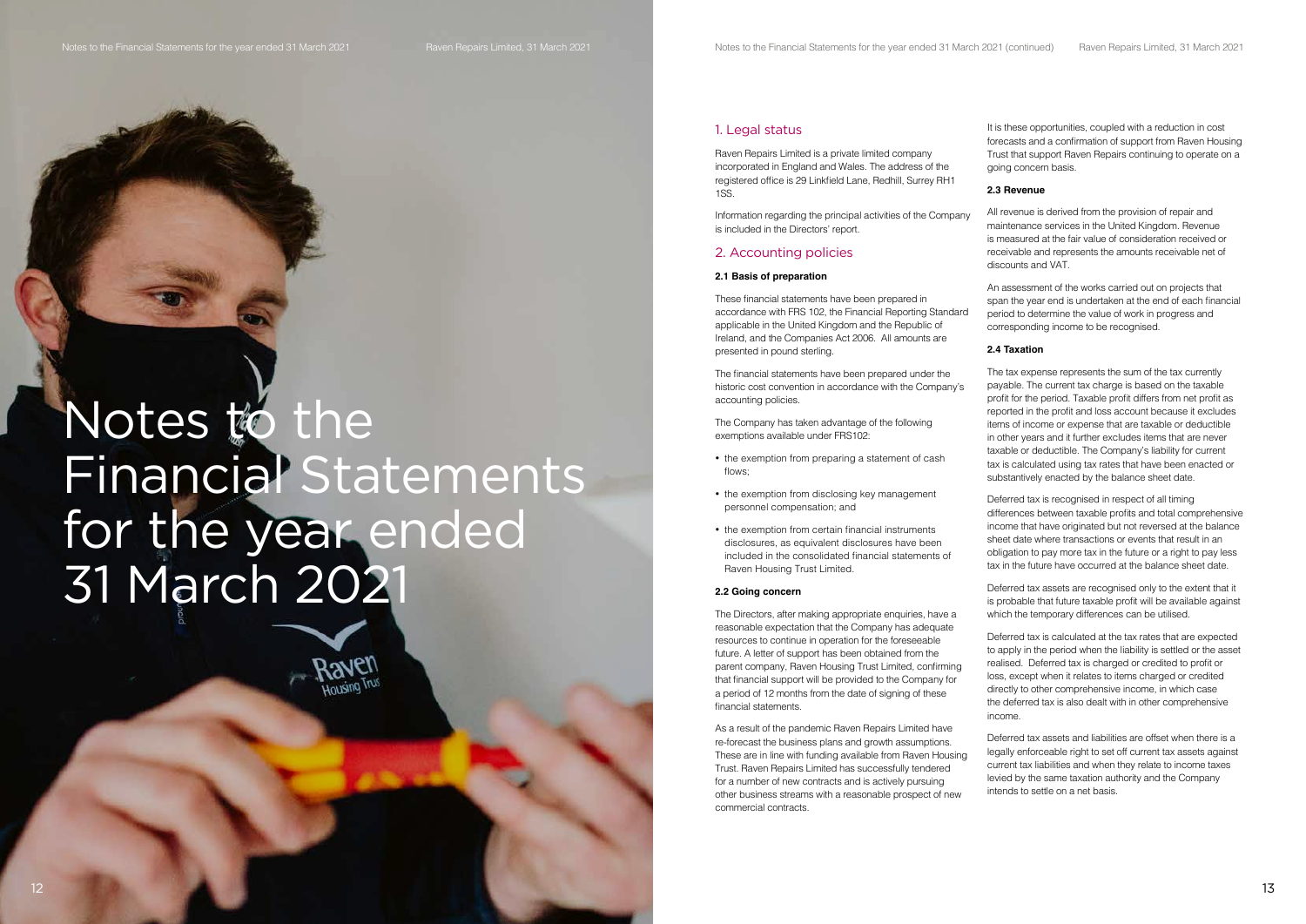# Notes to the Financial Statements for the year ended 31 March 2021

## 1. Legal status

Raven Repairs Limited is a private limited company incorporated in England and Wales. The address of the registered office is 29 Linkfield Lane, Redhill, Surrey RH1 1SS.

Information regarding the principal activities of the Company is included in the Directors' report.

## 2. Accounting policies

**2.1 Basis of preparation**

These financial statements have been prepared in accordance with FRS 102, the Financial Reporting Standard applicable in the United Kingdom and the Republic of Ireland, and the Companies Act 2006. All amounts are presented in pound sterling.

The financial statements have been prepared under the historic cost convention in accordance with the Company's accounting policies.

The Company has taken advantage of the following exemptions available under FRS102:

- the exemption from preparing a statement of cash flows;
- the exemption from disclosing key management personnel compensation; and
- the exemption from certain financial instruments disclosures, as equivalent disclosures have been included in the consolidated financial statements of Raven Housing Trust Limited.

**2.2 Going concern**

The Directors, after making appropriate enquiries, have a reasonable expectation that the Company has adequate resources to continue in operation for the foreseeable future. A letter of support has been obtained from the parent company, Raven Housing Trust Limited, confirming that financial support will be provided to the Company for a period of 12 months from the date of signing of these financial statements.

As a result of the pandemic Raven Repairs Limited have re-forecast the business plans and growth assumptions. These are in line with funding available from Raven Housing Trust. Raven Repairs Limited has successfully tendered for a number of new contracts and is actively pursuing other business streams with a reasonable prospect of new commercial contracts.

It is these opportunities, coupled with a reduction in cost forecasts and a confirmation of support from Raven Housing Trust that support Raven Repairs continuing to operate on a going concern basis.

**2.3 Revenue**

All revenue is derived from the provision of repair and maintenance services in the United Kingdom. Revenue is measured at the fair value of consideration received or receivable and represents the amounts receivable net of discounts and VAT.

An assessment of the works carried out on projects that span the year end is undertaken at the end of each financial period to determine the value of work in progress and corresponding income to be recognised.

**2.4 Taxation**

The tax expense represents the sum of the tax currently payable. The current tax charge is based on the taxable profit for the period. Taxable profit differs from net profit as reported in the profit and loss account because it excludes items of income or expense that are taxable or deductible in other years and it further excludes items that are never taxable or deductible. The Company's liability for current tax is calculated using tax rates that have been enacted or substantively enacted by the balance sheet date.

Deferred tax is recognised in respect of all timing differences between taxable profits and total comprehensive income that have originated but not reversed at the balance sheet date where transactions or events that result in an obligation to pay more tax in the future or a right to pay less tax in the future have occurred at the balance sheet date.

Deferred tax assets are recognised only to the extent that it is probable that future taxable profit will be available against which the temporary differences can be utilised.

Deferred tax is calculated at the tax rates that are expected to apply in the period when the liability is settled or the asset realised. Deferred tax is charged or credited to profit or loss, except when it relates to items charged or credited directly to other comprehensive income, in which case the deferred tax is also dealt with in other comprehensive income.

Deferred tax assets and liabilities are offset when there is a legally enforceable right to set off current tax assets against current tax liabilities and when they relate to income taxes levied by the same taxation authority and the Company intends to settle on a net basis.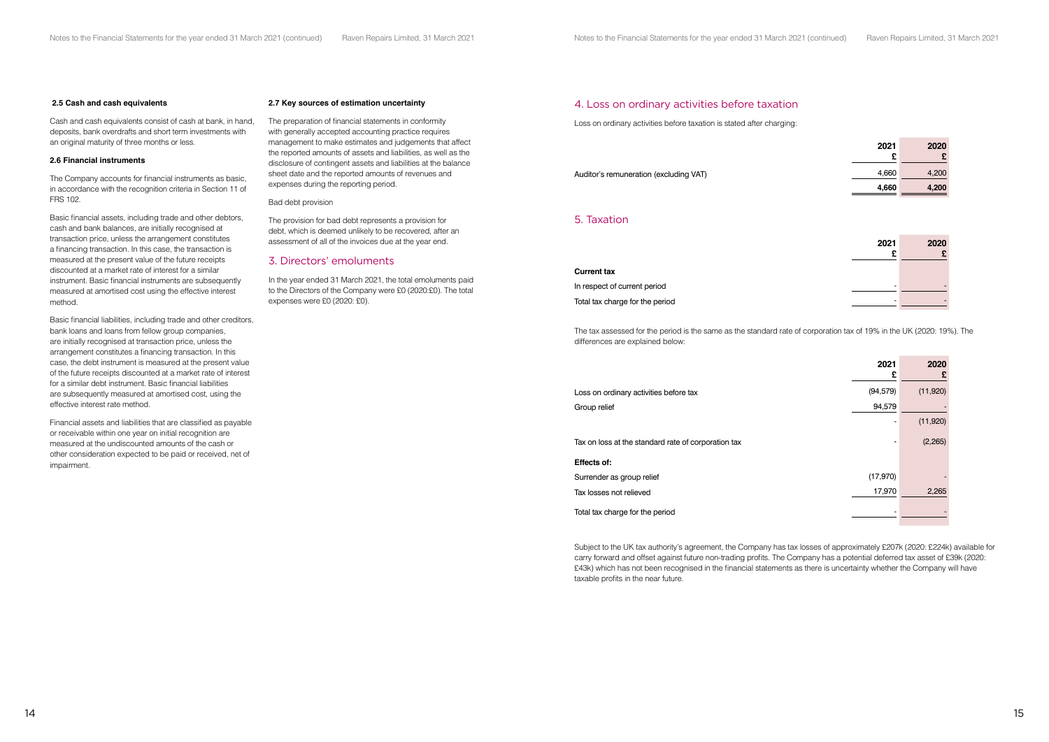### 2.5 Cash and cash equivalents

Cash and cash equivalents consist of cash at bank, in hand, deposits, bank overdrafts and short term investments with an original maturity of three months or less.

### 2.6 Financial instruments

The Company accounts for financial instruments as basic, in accordance with the recognition criteria in Section 11 of FRS 102.

Basic financial assets, including trade and other debtors, cash and bank balances, are initially recognised at transaction price, unless the arrangement constitutes a financing transaction. In this case, the transaction is measured at the present value of the future receipts discounted at a market rate of interest for a similar instrument. Basic financial instruments are subsequently measured at amortised cost using the effective interest method.

Basic financial liabilities, including trade and other creditors, bank loans and loans from fellow group companies, are initially recognised at transaction price, unless the arrangement constitutes a financing transaction. In this case, the debt instrument is measured at the present value of the future receipts discounted at a market rate of interest for a similar debt instrument. Basic financial liabilities are subsequently measured at amortised cost, using the effective interest rate method.

Financial assets and liabilities that are classified as payable or receivable within one year on initial recognition are measured at the undiscounted amounts of the cash or other consideration expected to be paid or received, net of impairment.

### 2.7 Key sources of estimation uncertainty

The preparation of financial statements in conformity with generally accepted accounting practice requires management to make estimates and judgements that affect the reported amounts of assets and liabilities, as well as the disclosure of contingent assets and liabilities at the balance sheet date and the reported amounts of revenues and expenses during the reporting period.

Bad debt provision

The provision for bad debt represents a provision for debt, which is deemed unlikely to be recovered, after an assessment of all of the invoices due at the year end.

## 3. Directors' emoluments

In the year ended 31 March 2021, the total emoluments paid to the Directors of the Company were £0 (2020:£0). The total expenses were £0 (2020: £0).

## 4. Loss on ordinary activities before taxation

Loss on ordinary activities before taxation is stated after charging:

| | 2021 £ | 2020 £ |
|---|---|---|
| Auditor's remuneration (excluding VAT) | 4,660 | 4,200 |
| | **4,660** | **4,200** |

## 5. Taxation

| | 2021 £ | 2020 £ |
|---|---|---|
| **Current tax** | | |
| In respect of current period | - | - |
| Total tax charge for the period | - | - |

The tax assessed for the period is the same as the standard rate of corporation tax of 19% in the UK (2020: 19%). The differences are explained below:

| | 2021 £ | 2020 £ |
|---|---|---|
| Loss on ordinary activities before tax | (94,579) | (11,920) |
| Group relief | 94,579 | - |
| | - | (11,920) |
| Tax on loss at the standard rate of corporation tax | - | (2,265) |
| **Effects of:** | | |
| Surrender as group relief | (17,970) | - |
| Tax losses not relieved | 17,970 | 2,265 |
| Total tax charge for the period | - | - |

Subject to the UK tax authority's agreement, the Company has tax losses of approximately £207k (2020: £224k) available for carry forward and offset against future non-trading profits. The Company has a potential deferred tax asset of £39k (2020: £43k) which has not been recognised in the financial statements as there is uncertainty whether the Company will have taxable profits in the near future.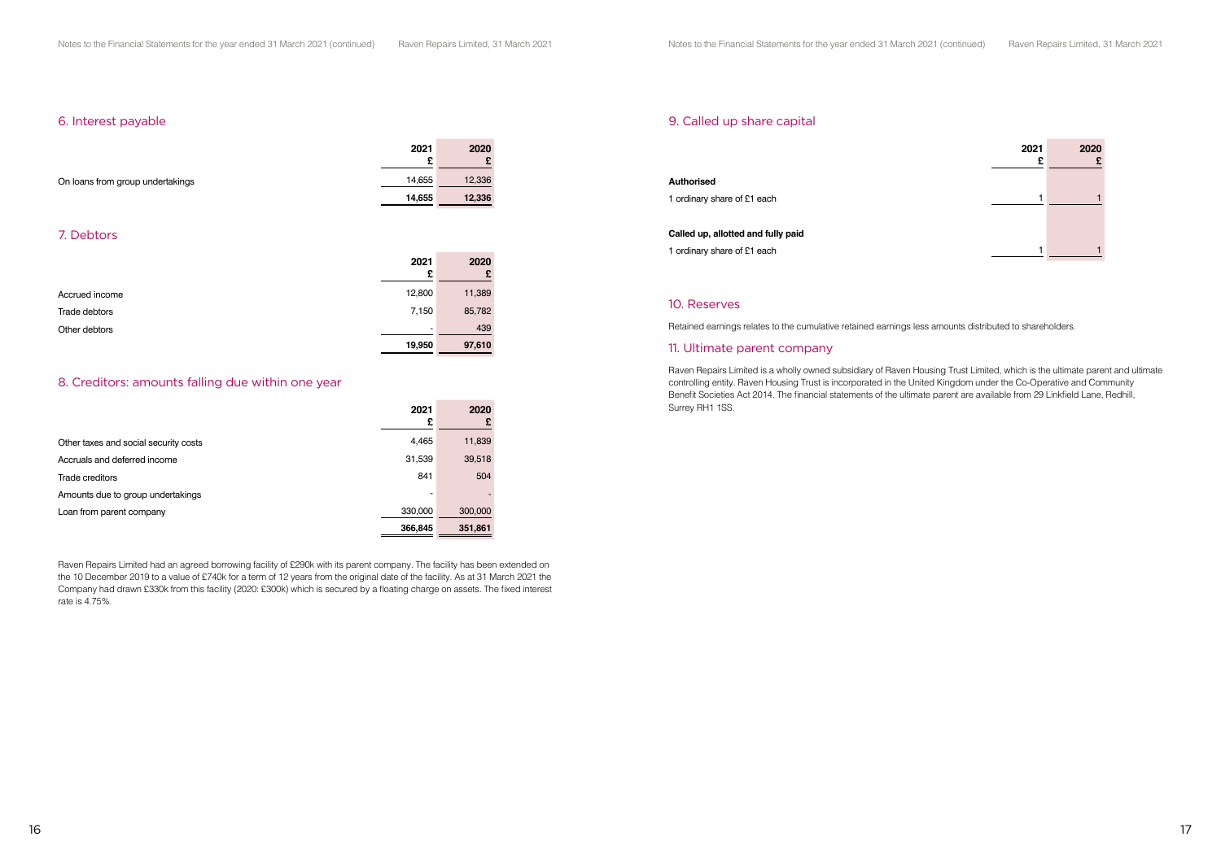## 6. Interest payable

| | 2021<br>£ | 2020<br>£ |
|---|---|---|
| On loans from group undertakings | 14,655 | 12,336 |
| | **14,655** | **12,336** |

## 7. Debtors

| | 2021<br>£ | 2020<br>£ |
|---|---|---|
| Accrued income | 12,800 | 11,389 |
| Trade debtors | 7,150 | 85,782 |
| Other debtors | - | 439 |
| | **19,950** | **97,610** |

## 8. Creditors: amounts falling due within one year

| | 2021<br>£ | 2020<br>£ |
|---|---|---|
| Other taxes and social security costs | 4,465 | 11,839 |
| Accruals and deferred income | 31,539 | 39,518 |
| Trade creditors | 841 | 504 |
| Amounts due to group undertakings | - | - |
| Loan from parent company | 330,000 | 300,000 |
| | **366,845** | **351,861** |

Raven Repairs Limited had an agreed borrowing facility of £290k with its parent company. The facility has been extended on the 10 December 2019 to a value of £740k for a term of 12 years from the original date of the facility. As at 31 March 2021 the Company had drawn £330k from this facility (2020: £300k) which is secured by a floating charge on assets. The fixed interest rate is 4.75%.

## 9. Called up share capital

| | 2021<br>£ | 2020<br>£ |
|---|---|---|
| **Authorised** | | |
| 1 ordinary share of £1 each | 1 | 1 |
| **Called up, allotted and fully paid** | | |
| 1 ordinary share of £1 each | 1 | 1 |

## 10. Reserves

Retained earnings relates to the cumulative retained earnings less amounts distributed to shareholders.

## 11. Ultimate parent company

Raven Repairs Limited is a wholly owned subsidiary of Raven Housing Trust Limited, which is the ultimate parent and ultimate controlling entity. Raven Housing Trust is incorporated in the United Kingdom under the Co-Operative and Community Benefit Societies Act 2014. The financial statements of the ultimate parent are available from 29 Linkfield Lane, Redhill, Surrey RH1 1SS.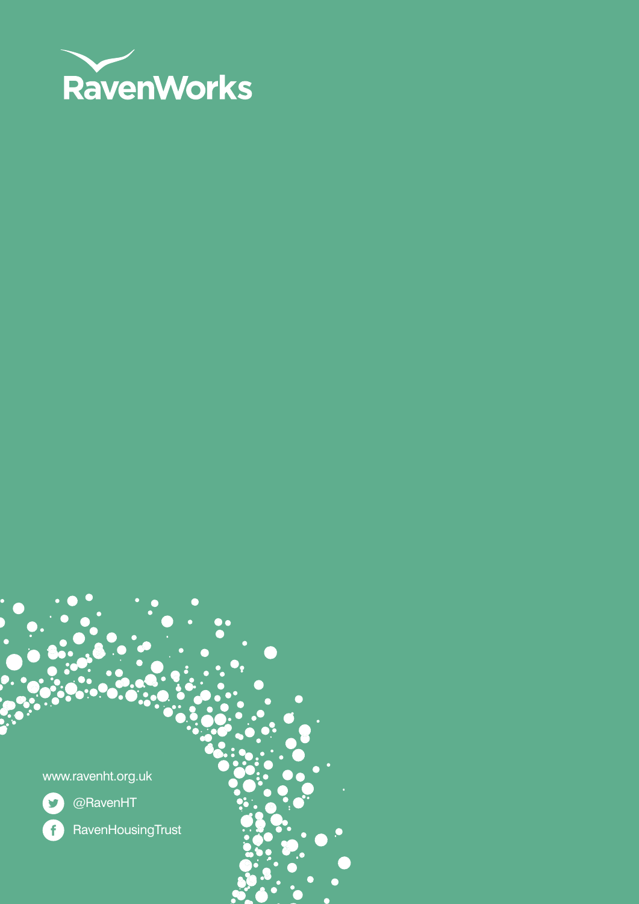RavenWorks

www.ravenht.org.uk

@RavenHT

RavenHousingTrust